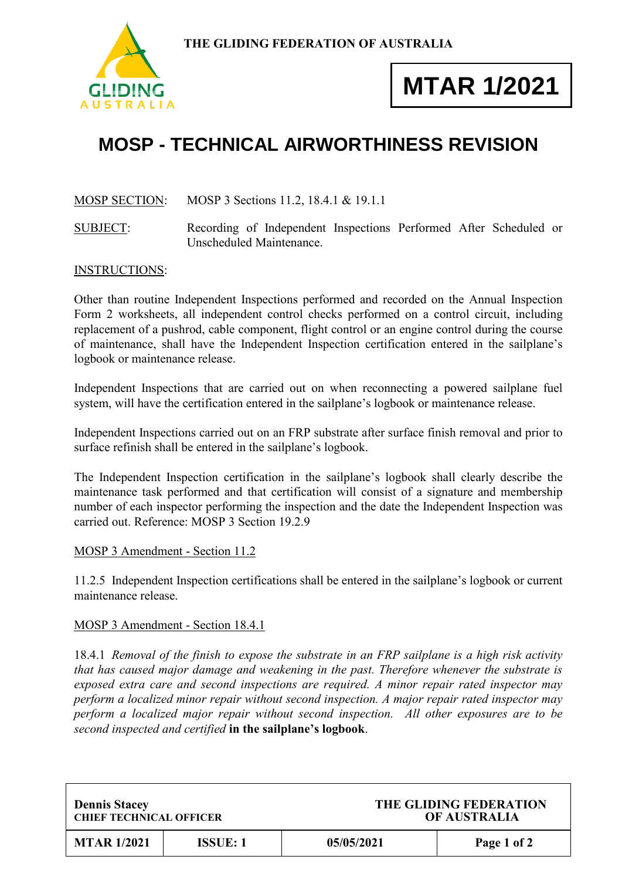THE GLIDING FEDERATION OF AUSTRALIA

**MTAR 1/2021**

# MOSP - TECHNICAL AIRWORTHINESS REVISION

MOSP SECTION: MOSP 3 Sections 11.2, 18.4.1 & 19.1.1

SUBJECT: Recording of Independent Inspections Performed After Scheduled or Unscheduled Maintenance.

INSTRUCTIONS:

Other than routine Independent Inspections performed and recorded on the Annual Inspection Form 2 worksheets, all independent control checks performed on a control circuit, including replacement of a pushrod, cable component, flight control or an engine control during the course of maintenance, shall have the Independent Inspection certification entered in the sailplane's logbook or maintenance release.

Independent Inspections that are carried out on when reconnecting a powered sailplane fuel system, will have the certification entered in the sailplane's logbook or maintenance release.

Independent Inspections carried out on an FRP substrate after surface finish removal and prior to surface refinish shall be entered in the sailplane's logbook.

The Independent Inspection certification in the sailplane's logbook shall clearly describe the maintenance task performed and that certification will consist of a signature and membership number of each inspector performing the inspection and the date the Independent Inspection was carried out. Reference: MOSP 3 Section 19.2.9

MOSP 3 Amendment - Section 11.2

11.2.5 Independent Inspection certifications shall be entered in the sailplane's logbook or current maintenance release.

MOSP 3 Amendment - Section 18.4.1

18.4.1 *Removal of the finish to expose the substrate in an FRP sailplane is a high risk activity that has caused major damage and weakening in the past. Therefore whenever the substrate is exposed extra care and second inspections are required. A minor repair rated inspector may perform a localized minor repair without second inspection. A major repair rated inspector may perform a localized major repair without second inspection. All other exposures are to be second inspected and certified* **in the sailplane's logbook**.

| **Dennis Stacey**<br>**CHIEF TECHNICAL OFFICER** | | **THE GLIDING FEDERATION OF AUSTRALIA** | |
|---|---|---|---|
| **MTAR 1/2021** | **ISSUE: 1** | **05/05/2021** | **Page 1 of 2** |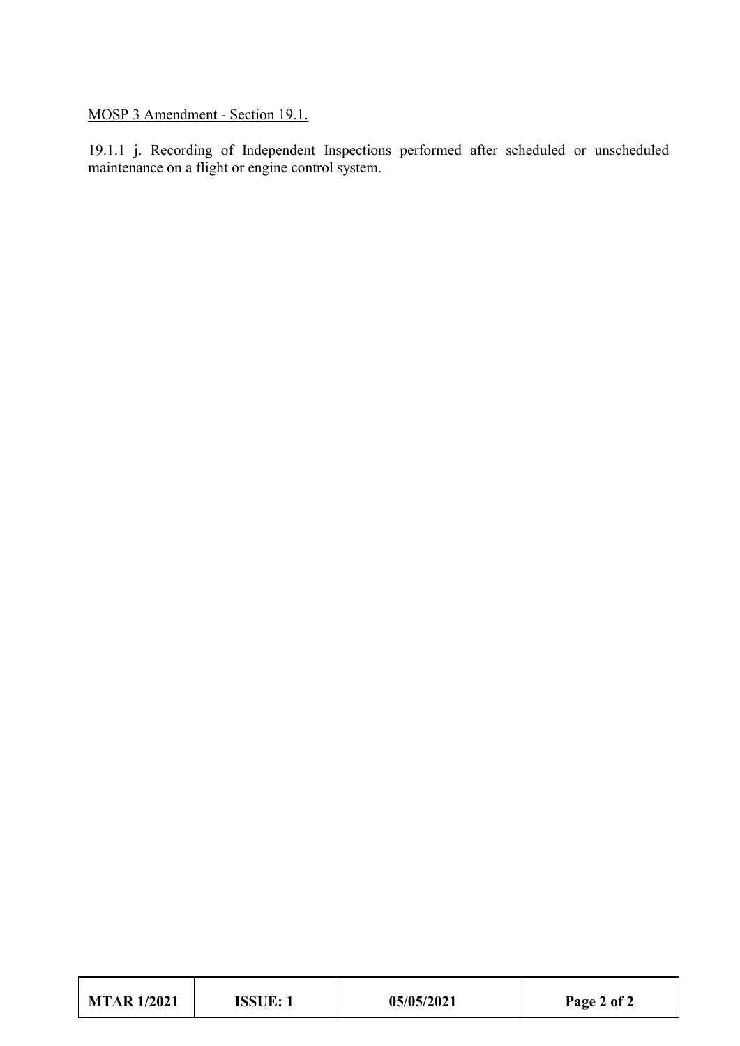<u>MOSP 3 Amendment - Section 19.1.</u>

19.1.1 j. Recording of Independent Inspections performed after scheduled or unscheduled maintenance on a flight or engine control system.